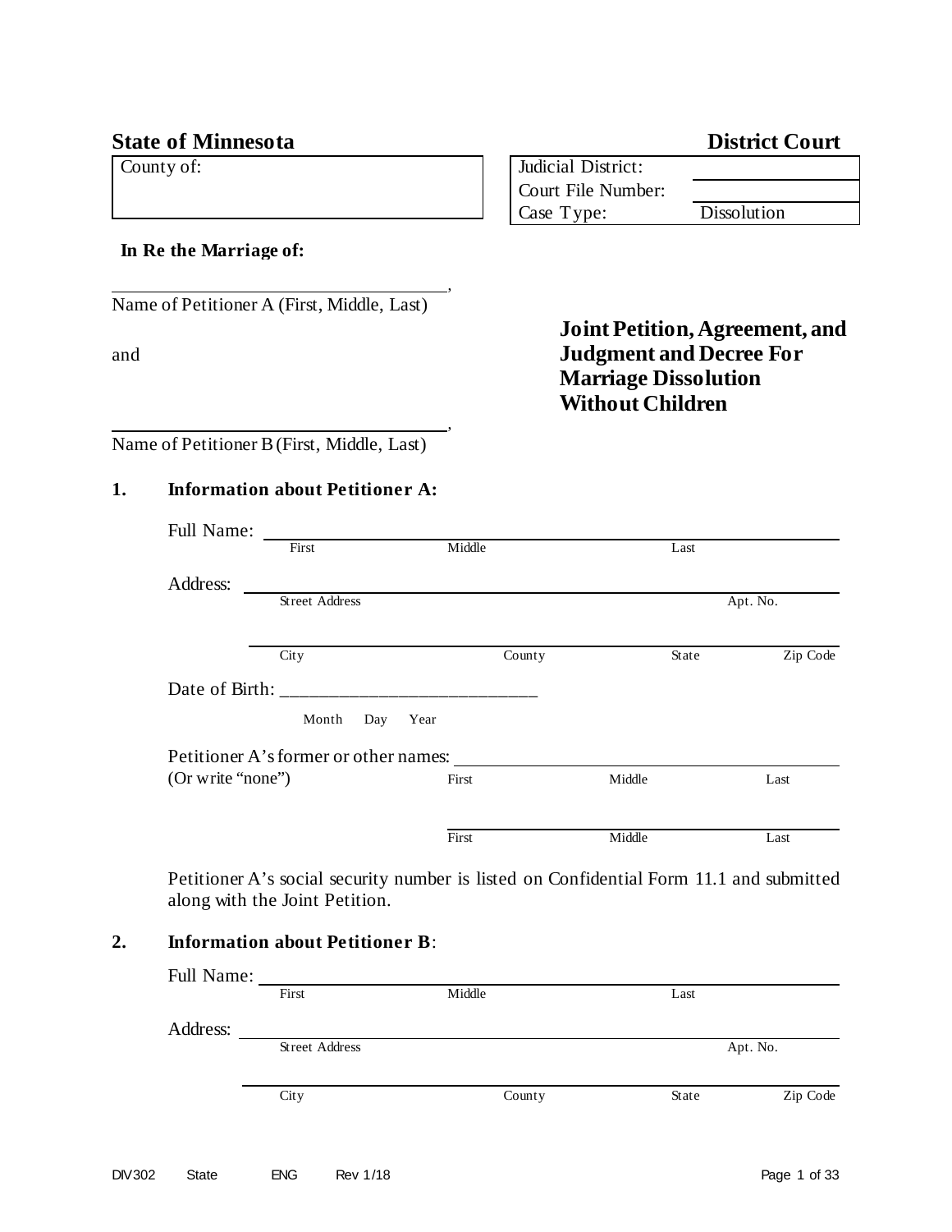**State of Minnesota** **District Court**

| County of: | | Judicial District: | |
|---|---|---|---|
| | | Court File Number: | |
| | | Case Type: | Dissolution |

**In Re the Marriage of:**

_______________________________,
Name of Petitioner A (First, Middle, Last)

and

_______________________________,
Name of Petitioner B (First, Middle, Last)

# Joint Petition, Agreement, and Judgment and Decree For Marriage Dissolution Without Children

**1. Information about Petitioner A:**

Full Name: ______________________________________________
First Middle Last

Address: ______________________________________________
Street Address Apt. No.

______________________________________________
City County State Zip Code

Date of Birth: ___________________________
Month Day Year

Petitioner A's former or other names: ______________________________
(Or write "none") First Middle Last

______________________________
First Middle Last

Petitioner A's social security number is listed on Confidential Form 11.1 and submitted along with the Joint Petition.

**2. Information about Petitioner B**:

Full Name: ______________________________________________
First Middle Last

Address: ______________________________________________
Street Address Apt. No.

______________________________________________
City County State Zip Code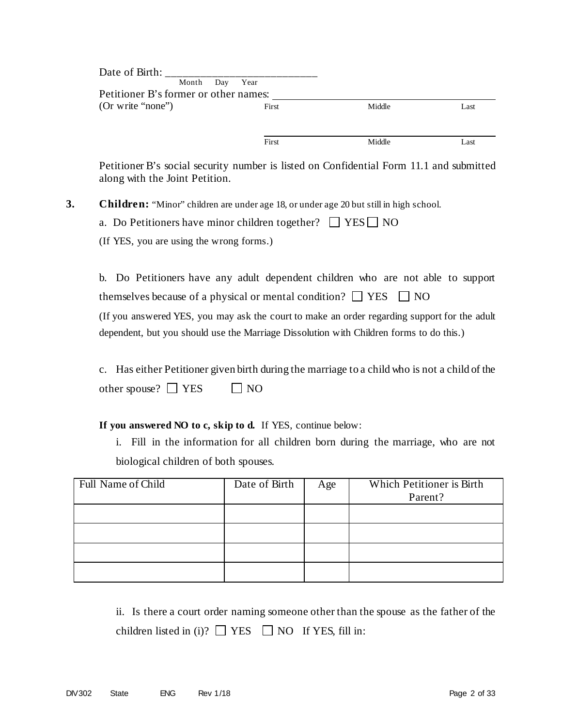Date of Birth: ____________________________
Month Day Year

Petitioner B's former or other names: ______________________________
(Or write "none") First Middle Last

______________________________
First Middle Last

Petitioner B's social security number is listed on Confidential Form 11.1 and submitted along with the Joint Petition.

**3. Children:** "Minor" children are under age 18, or under age 20 but still in high school.

a. Do Petitioners have minor children together? ☐ YES ☐ NO

(If YES, you are using the wrong forms.)

b. Do Petitioners have any adult dependent children who are not able to support themselves because of a physical or mental condition? ☐ YES ☐ NO

(If you answered YES, you may ask the court to make an order regarding support for the adult dependent, but you should use the Marriage Dissolution with Children forms to do this.)

c. Has either Petitioner given birth during the marriage to a child who is not a child of the other spouse? ☐ YES ☐ NO

**If you answered NO to c, skip to d.** If YES, continue below:

i. Fill in the information for all children born during the marriage, who are not biological children of both spouses.

| Full Name of Child | Date of Birth | Age | Which Petitioner is Birth Parent? |
|---|---|---|---|
| | | | |
| | | | |
| | | | |
| | | | |

ii. Is there a court order naming someone other than the spouse as the father of the children listed in (i)? ☐ YES ☐ NO If YES, fill in: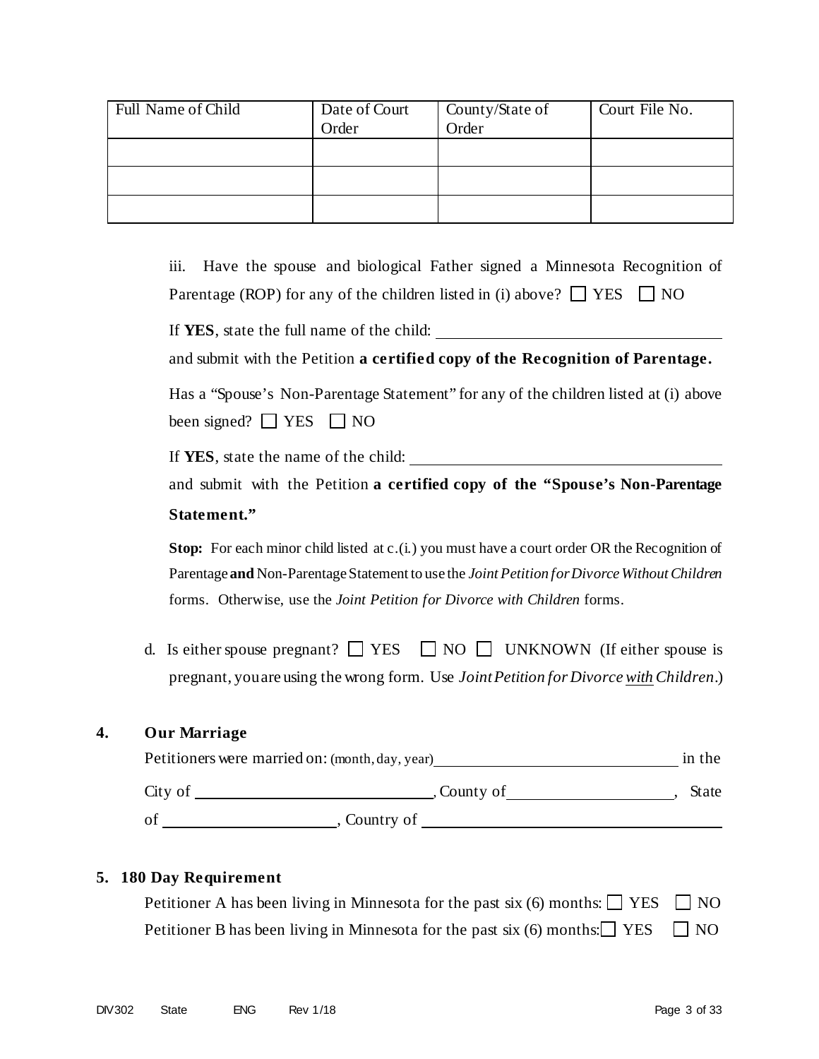| Full Name of Child | Date of Court Order | County/State of Order | Court File No. |
|---|---|---|---|
| | | | |
| | | | |
| | | | |

iii. Have the spouse and biological Father signed a Minnesota Recognition of Parentage (ROP) for any of the children listed in (i) above? ☐ YES ☐ NO

If **YES**, state the full name of the child: ______________________________

and submit with the Petition **a certified copy of the Recognition of Parentage.**

Has a "Spouse's Non-Parentage Statement" for any of the children listed at (i) above been signed? ☐ YES ☐ NO

If **YES**, state the name of the child: ______________________________

and submit with the Petition **a certified copy of the "Spouse's Non-Parentage Statement."**

**Stop:** For each minor child listed at c.(i.) you must have a court order OR the Recognition of Parentage **and** Non-Parentage Statement to use the *Joint Petition for Divorce Without Children* forms. Otherwise, use the *Joint Petition for Divorce with Children* forms.

d. Is either spouse pregnant? ☐ YES ☐ NO ☐ UNKNOWN (If either spouse is pregnant, you are using the wrong form. Use *Joint Petition for Divorce with Children*.)

## 4. Our Marriage

Petitioners were married on: (month, day, year) ______________________________ in the City of ______________________________, County of ____________________, State of ____________________, Country of ______________________________

## 5. 180 Day Requirement

Petitioner A has been living in Minnesota for the past six (6) months: ☐ YES ☐ NO

Petitioner B has been living in Minnesota for the past six (6) months: ☐ YES ☐ NO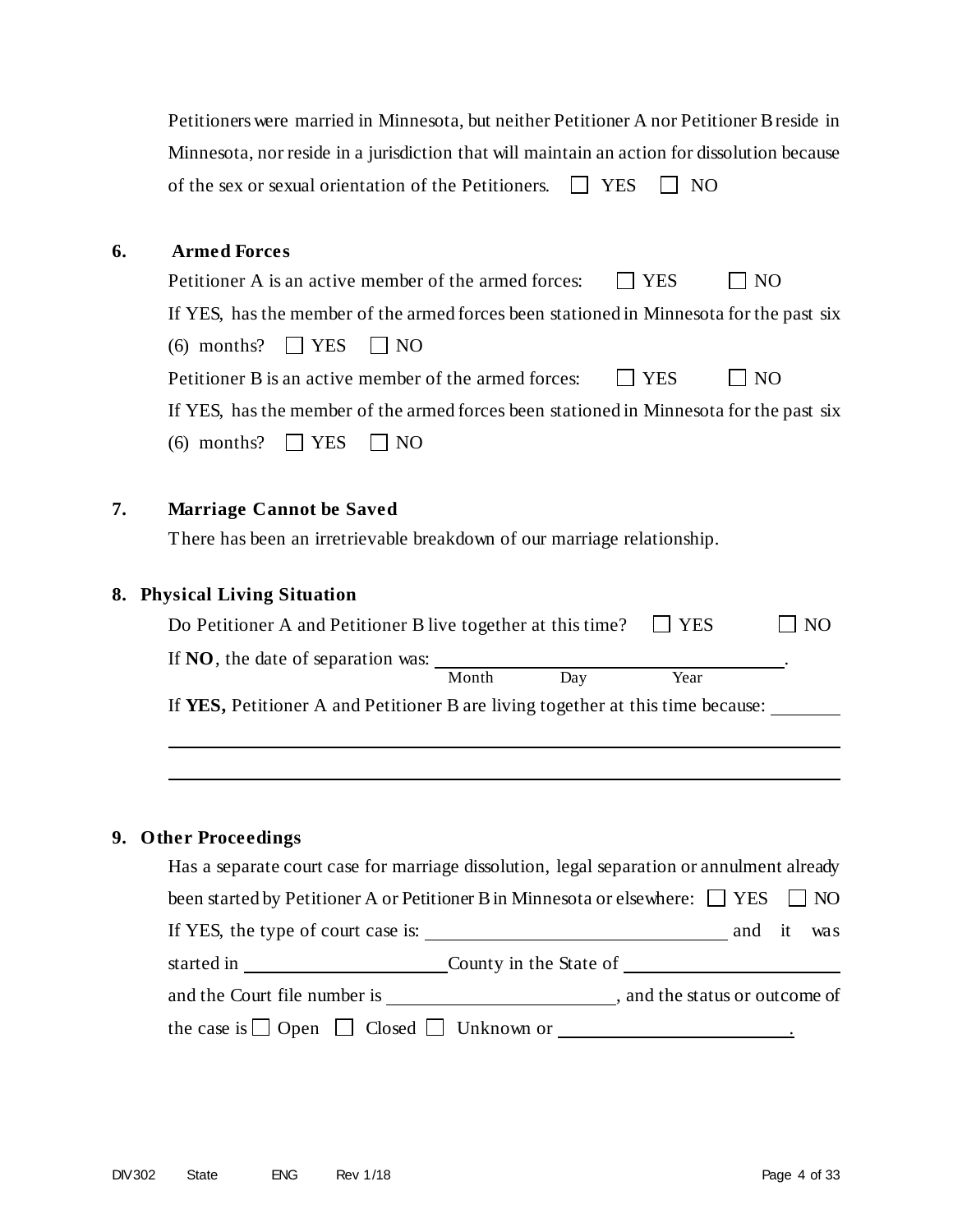Petitioners were married in Minnesota, but neither Petitioner A nor Petitioner B reside in Minnesota, nor reside in a jurisdiction that will maintain an action for dissolution because of the sex or sexual orientation of the Petitioners. ☐ YES ☐ NO

**6. Armed Forces**

Petitioner A is an active member of the armed forces: ☐ YES ☐ NO

If YES, has the member of the armed forces been stationed in Minnesota for the past six (6) months? ☐ YES ☐ NO

Petitioner B is an active member of the armed forces: ☐ YES ☐ NO

If YES, has the member of the armed forces been stationed in Minnesota for the past six (6) months? ☐ YES ☐ NO

**7. Marriage Cannot be Saved**

There has been an irretrievable breakdown of our marriage relationship.

**8. Physical Living Situation**

Do Petitioner A and Petitioner B live together at this time? ☐ YES ☐ NO

If **NO**, the date of separation was: ______________________________.
Month Day Year

If **YES,** Petitioner A and Petitioner B are living together at this time because: ________

______________________________________________________________________

______________________________________________________________________

**9. Other Proceedings**

Has a separate court case for marriage dissolution, legal separation or annulment already been started by Petitioner A or Petitioner B in Minnesota or elsewhere: ☐ YES ☐ NO

If YES, the type of court case is: ______________________________ and it was started in ____________________ County in the State of ______________________ and the Court file number is ______________________, and the status or outcome of the case is ☐ Open ☐ Closed ☐ Unknown or ______________________.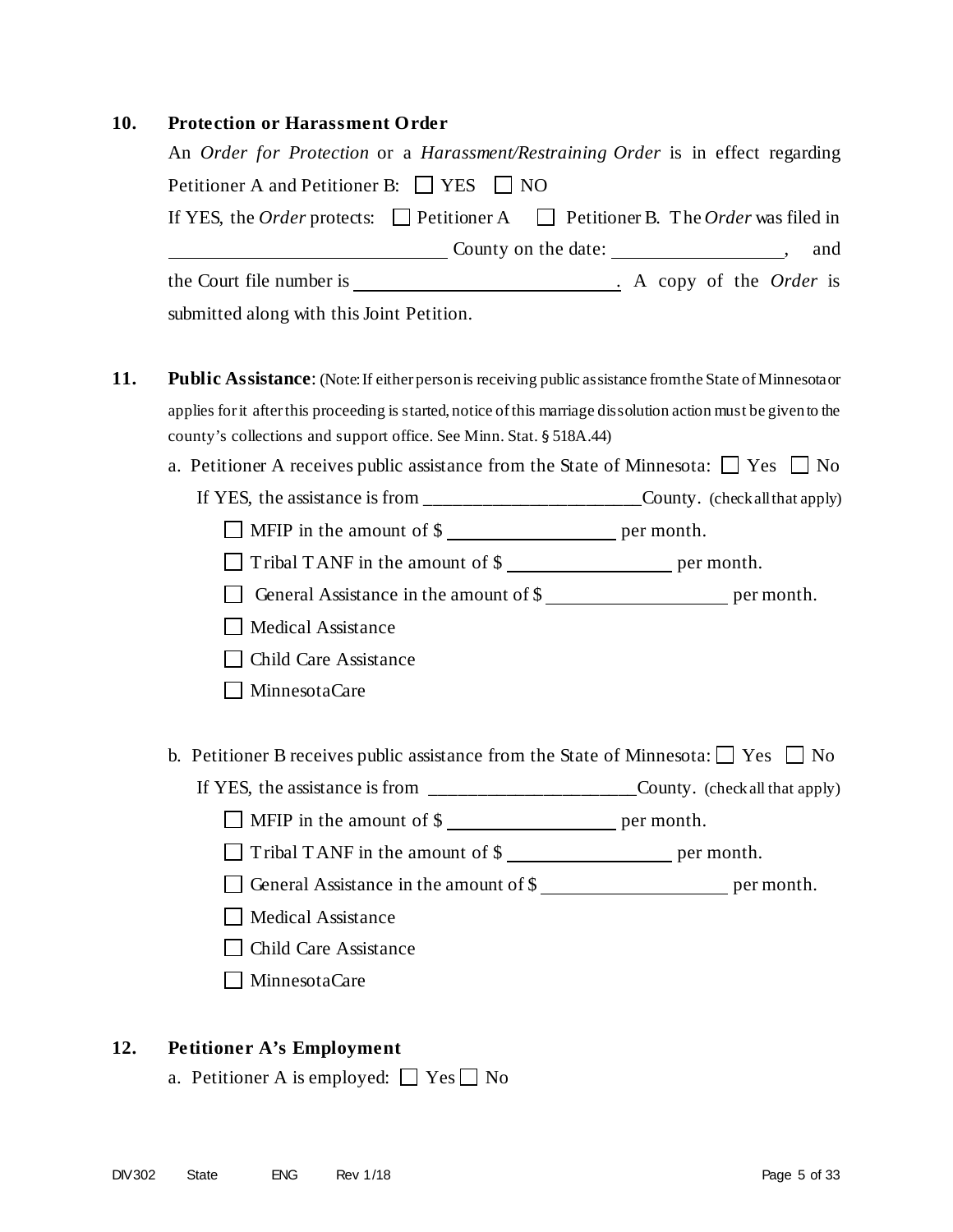**10. Protection or Harassment Order**

An *Order for Protection* or a *Harassment/Restraining Order* is in effect regarding Petitioner A and Petitioner B: ☐ YES ☐ NO

If YES, the *Order* protects: ☐ Petitioner A ☐ Petitioner B. The *Order* was filed in ____________________ County on the date: ______________, and the Court file number is ____________________. A copy of the *Order* is submitted along with this Joint Petition.

**11. Public Assistance**: (Note: If either person is receiving public assistance from the State of Minnesota or applies for it after this proceeding is started, notice of this marriage dissolution action must be given to the county's collections and support office. See Minn. Stat. § 518A.44)

a. Petitioner A receives public assistance from the State of Minnesota: ☐ Yes ☐ No

If YES, the assistance is from ________________________County. (check all that apply)

- ☐ MFIP in the amount of $ ______________ per month.
- ☐ Tribal TANF in the amount of $ ______________ per month.
- ☐ General Assistance in the amount of $ ______________ per month.
- ☐ Medical Assistance
- ☐ Child Care Assistance
- ☐ MinnesotaCare

b. Petitioner B receives public assistance from the State of Minnesota: ☐ Yes ☐ No

If YES, the assistance is from ________________________County. (check all that apply)

- ☐ MFIP in the amount of $ ______________ per month.
- ☐ Tribal TANF in the amount of $ ______________ per month.
- ☐ General Assistance in the amount of $ ______________ per month.
- ☐ Medical Assistance
- ☐ Child Care Assistance
- ☐ MinnesotaCare

**12. Petitioner A's Employment**

a. Petitioner A is employed: ☐ Yes ☐ No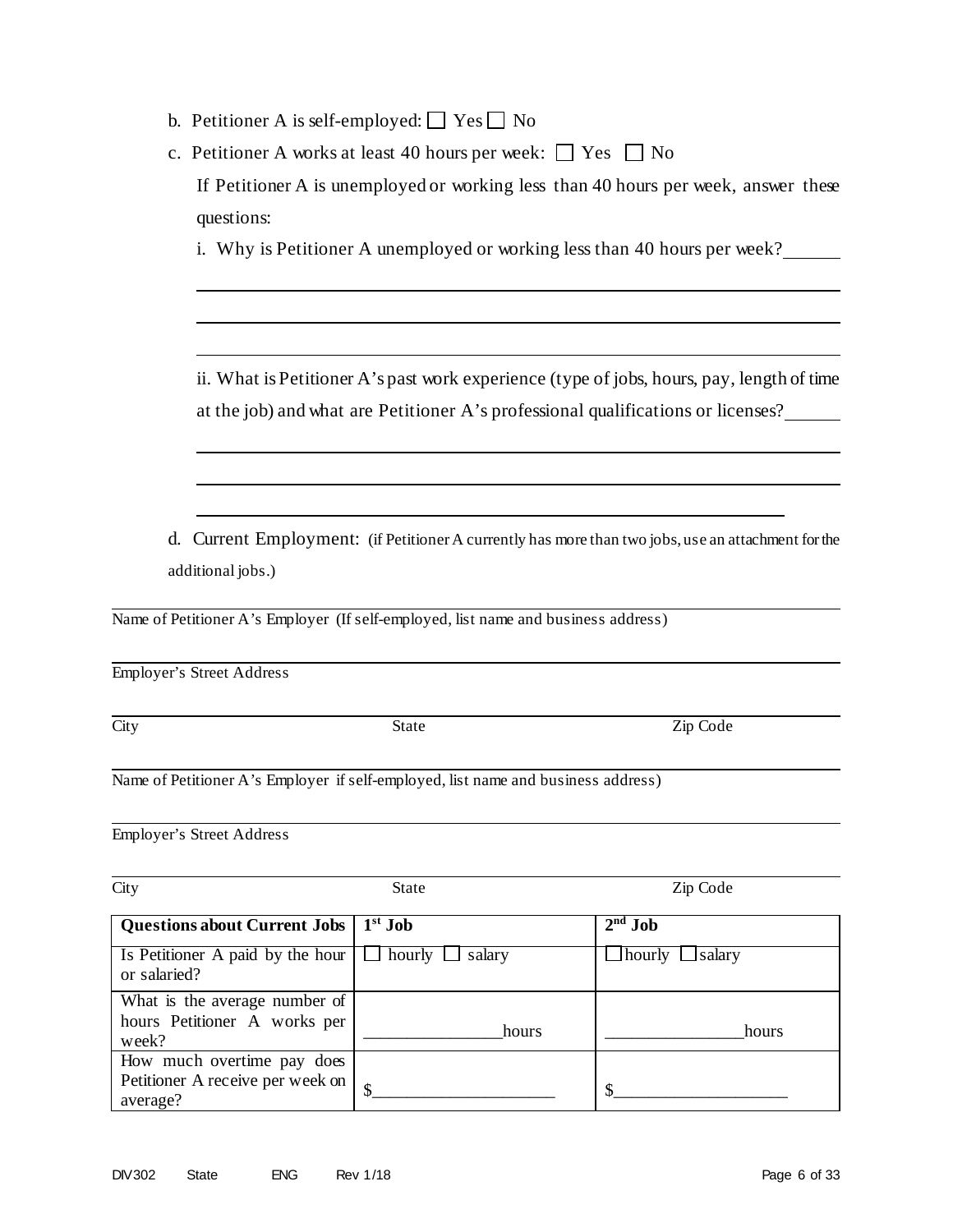b. Petitioner A is self-employed: ☐ Yes ☐ No

c. Petitioner A works at least 40 hours per week: ☐ Yes ☐ No

If Petitioner A is unemployed or working less than 40 hours per week, answer these questions:

i. Why is Petitioner A unemployed or working less than 40 hours per week? \_\_\_\_\_\_

\_\_\_\_\_\_\_\_\_\_\_\_\_\_\_\_\_\_\_\_\_\_\_\_\_\_\_\_\_\_\_\_\_\_\_\_\_\_\_\_\_\_\_\_\_\_\_\_\_\_\_\_\_\_\_\_\_\_\_\_

\_\_\_\_\_\_\_\_\_\_\_\_\_\_\_\_\_\_\_\_\_\_\_\_\_\_\_\_\_\_\_\_\_\_\_\_\_\_\_\_\_\_\_\_\_\_\_\_\_\_\_\_\_\_\_\_\_\_\_\_

\_\_\_\_\_\_\_\_\_\_\_\_\_\_\_\_\_\_\_\_\_\_\_\_\_\_\_\_\_\_\_\_\_\_\_\_\_\_\_\_\_\_\_\_\_\_\_\_\_\_\_\_\_\_\_\_\_\_\_\_

ii. What is Petitioner A's past work experience (type of jobs, hours, pay, length of time at the job) and what are Petitioner A's professional qualifications or licenses? \_\_\_\_\_\_

\_\_\_\_\_\_\_\_\_\_\_\_\_\_\_\_\_\_\_\_\_\_\_\_\_\_\_\_\_\_\_\_\_\_\_\_\_\_\_\_\_\_\_\_\_\_\_\_\_\_\_\_\_\_\_\_\_\_\_\_

\_\_\_\_\_\_\_\_\_\_\_\_\_\_\_\_\_\_\_\_\_\_\_\_\_\_\_\_\_\_\_\_\_\_\_\_\_\_\_\_\_\_\_\_\_\_\_\_\_\_\_\_\_\_\_\_\_\_\_\_

\_\_\_\_\_\_\_\_\_\_\_\_\_\_\_\_\_\_\_\_\_\_\_\_\_\_\_\_\_\_\_\_\_\_\_\_\_\_\_\_\_\_\_\_\_\_\_\_\_\_\_\_\_\_\_\_\_\_

d. Current Employment: (if Petitioner A currently has more than two jobs, use an attachment for the additional jobs.)

\_\_\_\_\_\_\_\_\_\_\_\_\_\_\_\_\_\_\_\_\_\_\_\_\_\_\_\_\_\_\_\_\_\_\_\_\_\_\_\_\_\_\_\_\_\_\_\_\_\_\_\_\_\_\_\_\_\_\_\_

Name of Petitioner A's Employer (If self-employed, list name and business address)

\_\_\_\_\_\_\_\_\_\_\_\_\_\_\_\_\_\_\_\_\_\_\_\_\_\_\_\_\_\_\_\_\_\_\_\_\_\_\_\_\_\_\_\_\_\_\_\_\_\_\_\_\_\_\_\_\_\_\_\_

Employer's Street Address

\_\_\_\_\_\_\_\_\_\_\_\_\_\_\_\_\_\_\_\_\_\_\_\_\_\_\_\_\_\_\_\_\_\_\_\_\_\_\_\_\_\_\_\_\_\_\_\_\_\_\_\_\_\_\_\_\_\_\_\_

City State Zip Code

\_\_\_\_\_\_\_\_\_\_\_\_\_\_\_\_\_\_\_\_\_\_\_\_\_\_\_\_\_\_\_\_\_\_\_\_\_\_\_\_\_\_\_\_\_\_\_\_\_\_\_\_\_\_\_\_\_\_\_\_

Name of Petitioner A's Employer if self-employed, list name and business address)

\_\_\_\_\_\_\_\_\_\_\_\_\_\_\_\_\_\_\_\_\_\_\_\_\_\_\_\_\_\_\_\_\_\_\_\_\_\_\_\_\_\_\_\_\_\_\_\_\_\_\_\_\_\_\_\_\_\_\_\_

Employer's Street Address

\_\_\_\_\_\_\_\_\_\_\_\_\_\_\_\_\_\_\_\_\_\_\_\_\_\_\_\_\_\_\_\_\_\_\_\_\_\_\_\_\_\_\_\_\_\_\_\_\_\_\_\_\_\_\_\_\_\_\_\_

City State Zip Code

| Questions about Current Jobs | 1st Job | 2nd Job |
|---|---|---|
| Is Petitioner A paid by the hour or salaried? | ☐ hourly ☐ salary | ☐ hourly ☐ salary |
| What is the average number of hours Petitioner A works per week? | \_\_\_\_\_\_\_\_\_\_\_\_\_\_\_\_hours | \_\_\_\_\_\_\_\_\_\_\_\_\_\_\_\_hours |
| How much overtime pay does Petitioner A receive per week on average? | $\_\_\_\_\_\_\_\_\_\_\_\_\_\_\_\_\_\_\_\_\_ | $\_\_\_\_\_\_\_\_\_\_\_\_\_\_\_\_\_\_\_\_ |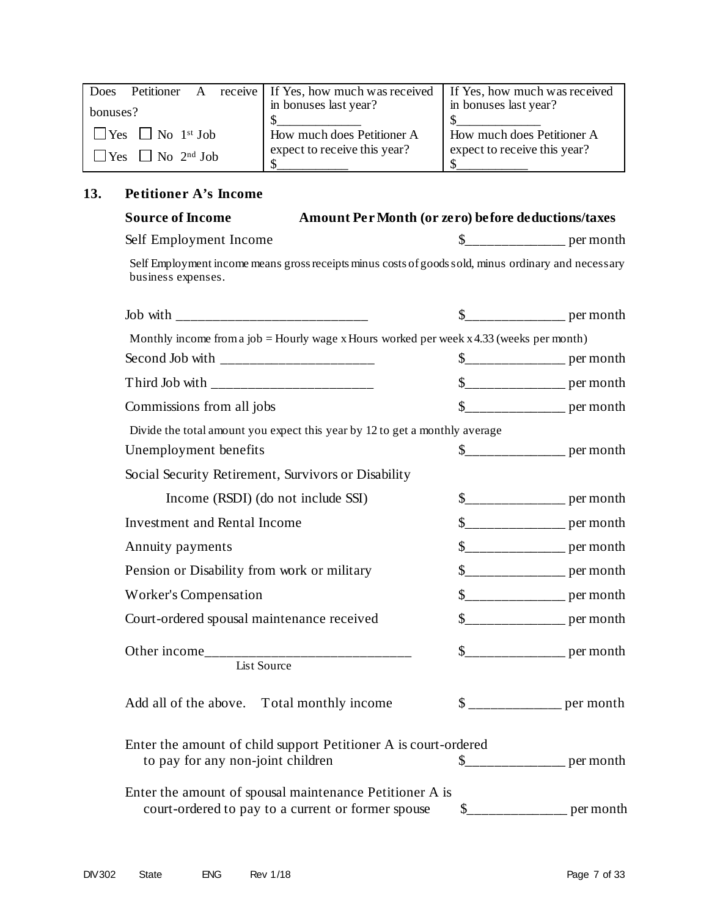| Does Petitioner A receive bonuses?<br>☐ Yes ☐ No 1st Job<br>☐ Yes ☐ No 2nd Job | If Yes, how much was received in bonuses last year?<br>$_____________<br>How much does Petitioner A expect to receive this year?<br>$___________ | If Yes, how much was received in bonuses last year?<br>$_____________<br>How much does Petitioner A expect to receive this year?<br>$___________ |
|---|---|---|

## 13. Petitioner A's Income

| **Source of Income** | **Amount Per Month (or zero) before deductions/taxes** |
|---|---|
| Self Employment Income | $______________ per month |

Self Employment income means gross receipts minus costs of goods sold, minus ordinary and necessary business expenses.

| | |
|---|---|
| Job with ___________________________ | $______________ per month |

Monthly income from a job = Hourly wage x Hours worked per week x 4.33 (weeks per month)

| | |
|---|---|
| Second Job with ______________________ | $______________ per month |
| Third Job with _______________________ | $______________ per month |
| Commissions from all jobs | $______________ per month |

Divide the total amount you expect this year by 12 to get a monthly average

| | |
|---|---|
| Unemployment benefits | $______________ per month |
| Social Security Retirement, Survivors or Disability Income (RSDI) (do not include SSI) | $______________ per month |
| Investment and Rental Income | $______________ per month |
| Annuity payments | $______________ per month |
| Pension or Disability from work or military | $______________ per month |
| Worker's Compensation | $______________ per month |
| Court-ordered spousal maintenance received | $______________ per month |
| Other income_____________________________<br>List Source | $______________ per month |
| Add all of the above. Total monthly income | $ _____________ per month |
| Enter the amount of child support Petitioner A is court-ordered to pay for any non-joint children | $______________ per month |
| Enter the amount of spousal maintenance Petitioner A is court-ordered to pay to a current or former spouse | $______________ per month |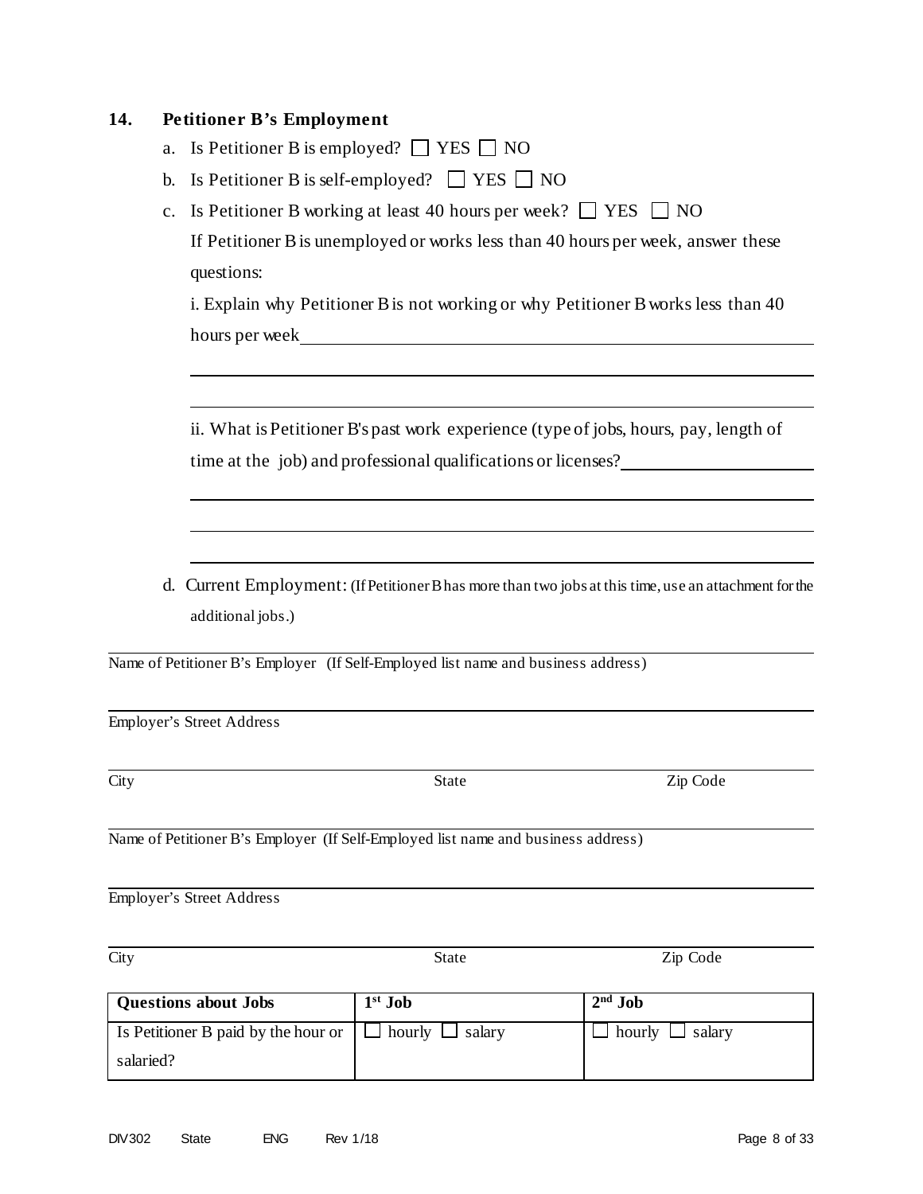## 14. Petitioner B's Employment

a. Is Petitioner B is employed? ☐ YES ☐ NO

b. Is Petitioner B is self-employed? ☐ YES ☐ NO

c. Is Petitioner B working at least 40 hours per week? ☐ YES ☐ NO

If Petitioner B is unemployed or works less than 40 hours per week, answer these questions:

i. Explain why Petitioner B is not working or why Petitioner B works less than 40 hours per week\_\_\_\_\_\_\_\_\_\_\_\_\_\_\_\_\_\_\_\_\_\_\_\_\_\_\_\_\_\_\_\_\_\_\_\_\_\_\_\_

\_\_\_\_\_\_\_\_\_\_\_\_\_\_\_\_\_\_\_\_\_\_\_\_\_\_\_\_\_\_\_\_\_\_\_\_\_\_\_\_\_\_\_\_\_\_\_\_\_\_\_\_

\_\_\_\_\_\_\_\_\_\_\_\_\_\_\_\_\_\_\_\_\_\_\_\_\_\_\_\_\_\_\_\_\_\_\_\_\_\_\_\_\_\_\_\_\_\_\_\_\_\_\_\_

ii. What is Petitioner B's past work experience (type of jobs, hours, pay, length of time at the job) and professional qualifications or licenses?\_\_\_\_\_\_\_\_\_\_\_\_\_\_\_\_\_\_\_\_

\_\_\_\_\_\_\_\_\_\_\_\_\_\_\_\_\_\_\_\_\_\_\_\_\_\_\_\_\_\_\_\_\_\_\_\_\_\_\_\_\_\_\_\_\_\_\_\_\_\_\_\_

\_\_\_\_\_\_\_\_\_\_\_\_\_\_\_\_\_\_\_\_\_\_\_\_\_\_\_\_\_\_\_\_\_\_\_\_\_\_\_\_\_\_\_\_\_\_\_\_\_\_\_\_

\_\_\_\_\_\_\_\_\_\_\_\_\_\_\_\_\_\_\_\_\_\_\_\_\_\_\_\_\_\_\_\_\_\_\_\_\_\_\_\_\_\_\_\_\_\_\_\_\_\_\_\_

d. Current Employment: (If Petitioner B has more than two jobs at this time, use an attachment for the additional jobs.)

\_\_\_\_\_\_\_\_\_\_\_\_\_\_\_\_\_\_\_\_\_\_\_\_\_\_\_\_\_\_\_\_\_\_\_\_\_\_\_\_\_\_\_\_\_\_\_\_\_\_\_\_
Name of Petitioner B's Employer (If Self-Employed list name and business address)

\_\_\_\_\_\_\_\_\_\_\_\_\_\_\_\_\_\_\_\_\_\_\_\_\_\_\_\_\_\_\_\_\_\_\_\_\_\_\_\_\_\_\_\_\_\_\_\_\_\_\_\_
Employer's Street Address

\_\_\_\_\_\_\_\_\_\_\_\_\_\_\_\_\_\_\_\_\_\_\_\_\_\_\_\_\_\_\_\_\_\_\_\_\_\_\_\_\_\_\_\_\_\_\_\_\_\_\_\_
City State Zip Code

\_\_\_\_\_\_\_\_\_\_\_\_\_\_\_\_\_\_\_\_\_\_\_\_\_\_\_\_\_\_\_\_\_\_\_\_\_\_\_\_\_\_\_\_\_\_\_\_\_\_\_\_
Name of Petitioner B's Employer (If Self-Employed list name and business address)

\_\_\_\_\_\_\_\_\_\_\_\_\_\_\_\_\_\_\_\_\_\_\_\_\_\_\_\_\_\_\_\_\_\_\_\_\_\_\_\_\_\_\_\_\_\_\_\_\_\_\_\_
Employer's Street Address

\_\_\_\_\_\_\_\_\_\_\_\_\_\_\_\_\_\_\_\_\_\_\_\_\_\_\_\_\_\_\_\_\_\_\_\_\_\_\_\_\_\_\_\_\_\_\_\_\_\_\_\_
City State Zip Code

| **Questions about Jobs** | **1st Job** | **2nd Job** |
|---|---|---|
| Is Petitioner B paid by the hour or salaried? | ☐ hourly ☐ salary | ☐ hourly ☐ salary |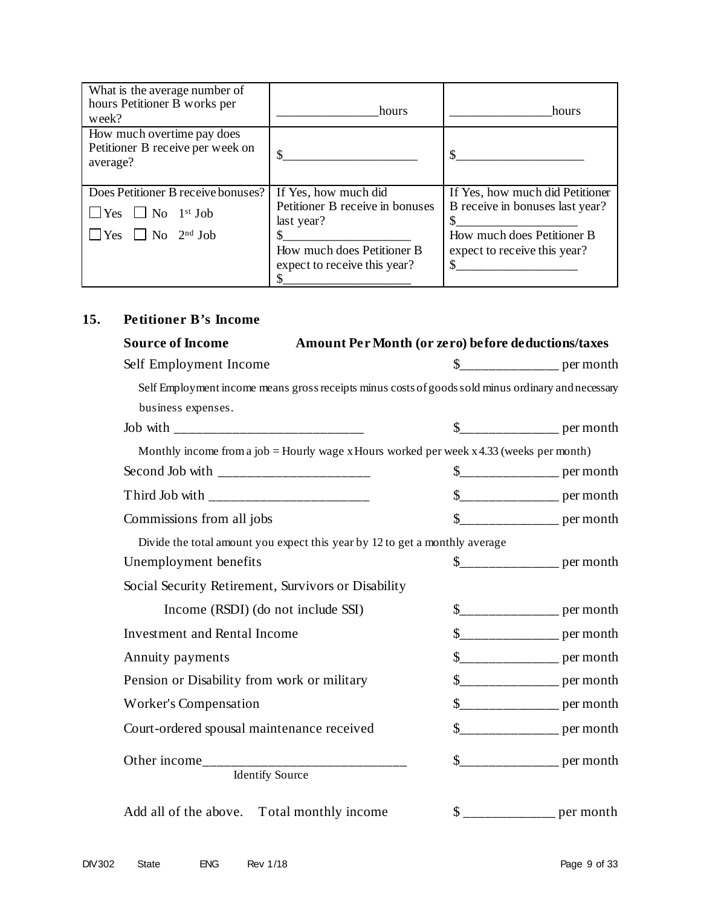| What is the average number of hours Petitioner B works per week? | ________________hours | ________________hours |
|---|---|---|
| How much overtime pay does Petitioner B receive per week on average? | $____________________ | $____________________ |
| Does Petitioner B receive bonuses?<br>☐ Yes ☐ No 1st Job<br>☐ Yes ☐ No 2nd Job | If Yes, how much did Petitioner B receive in bonuses last year?<br>$____________________<br>How much does Petitioner B expect to receive this year?<br>$____________________ | If Yes, how much did Petitioner B receive in bonuses last year?<br>$____________________<br>How much does Petitioner B expect to receive this year?<br>$____________________ |

## 15. Petitioner B's Income

**Source of Income** **Amount Per Month (or zero) before deductions/taxes**

Self Employment Income $______________ per month

Self Employment income means gross receipts minus costs of goods sold minus ordinary and necessary business expenses.

Job with ____________________________ $______________ per month

Monthly income from a job = Hourly wage x Hours worked per week x 4.33 (weeks per month)

Second Job with ______________________ $______________ per month

Third Job with _______________________ $______________ per month

Commissions from all jobs $______________ per month

Divide the total amount you expect this year by 12 to get a monthly average

Unemployment benefits $______________ per month

Social Security Retirement, Survivors or Disability Income (RSDI) (do not include SSI) $______________ per month

Investment and Rental Income $______________ per month

Annuity payments $______________ per month

Pension or Disability from work or military $______________ per month

Worker's Compensation $______________ per month

Court-ordered spousal maintenance received $______________ per month

Other income_____________________________ $______________ per month
Identify Source

Add all of the above. Total monthly income $ _____________ per month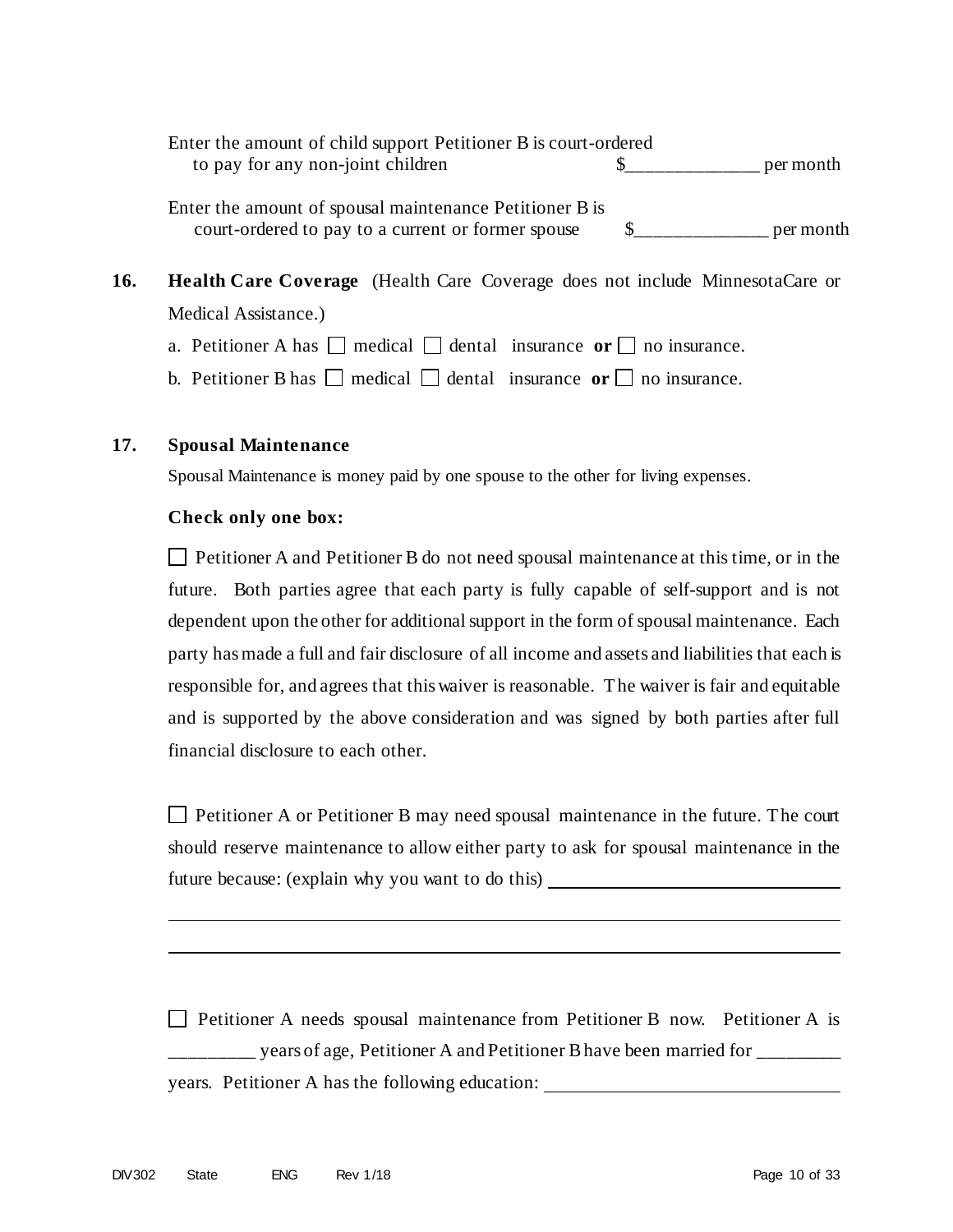Enter the amount of child support Petitioner B is court-ordered to pay for any non-joint children $______________ per month

Enter the amount of spousal maintenance Petitioner B is court-ordered to pay to a current or former spouse $______________ per month

**16. Health Care Coverage** (Health Care Coverage does not include MinnesotaCare or Medical Assistance.)

a. Petitioner A has ☐ medical ☐ dental insurance **or** ☐ no insurance.

b. Petitioner B has ☐ medical ☐ dental insurance **or** ☐ no insurance.

**17. Spousal Maintenance**

Spousal Maintenance is money paid by one spouse to the other for living expenses.

**Check only one box:**

☐ Petitioner A and Petitioner B do not need spousal maintenance at this time, or in the future. Both parties agree that each party is fully capable of self-support and is not dependent upon the other for additional support in the form of spousal maintenance. Each party has made a full and fair disclosure of all income and assets and liabilities that each is responsible for, and agrees that this waiver is reasonable. The waiver is fair and equitable and is supported by the above consideration and was signed by both parties after full financial disclosure to each other.

☐ Petitioner A or Petitioner B may need spousal maintenance in the future. The court should reserve maintenance to allow either party to ask for spousal maintenance in the future because: (explain why you want to do this) ________________________________

________________________________________________________________

________________________________________________________________

☐ Petitioner A needs spousal maintenance from Petitioner B now. Petitioner A is _________ years of age, Petitioner A and Petitioner B have been married for _________ years. Petitioner A has the following education: ________________________________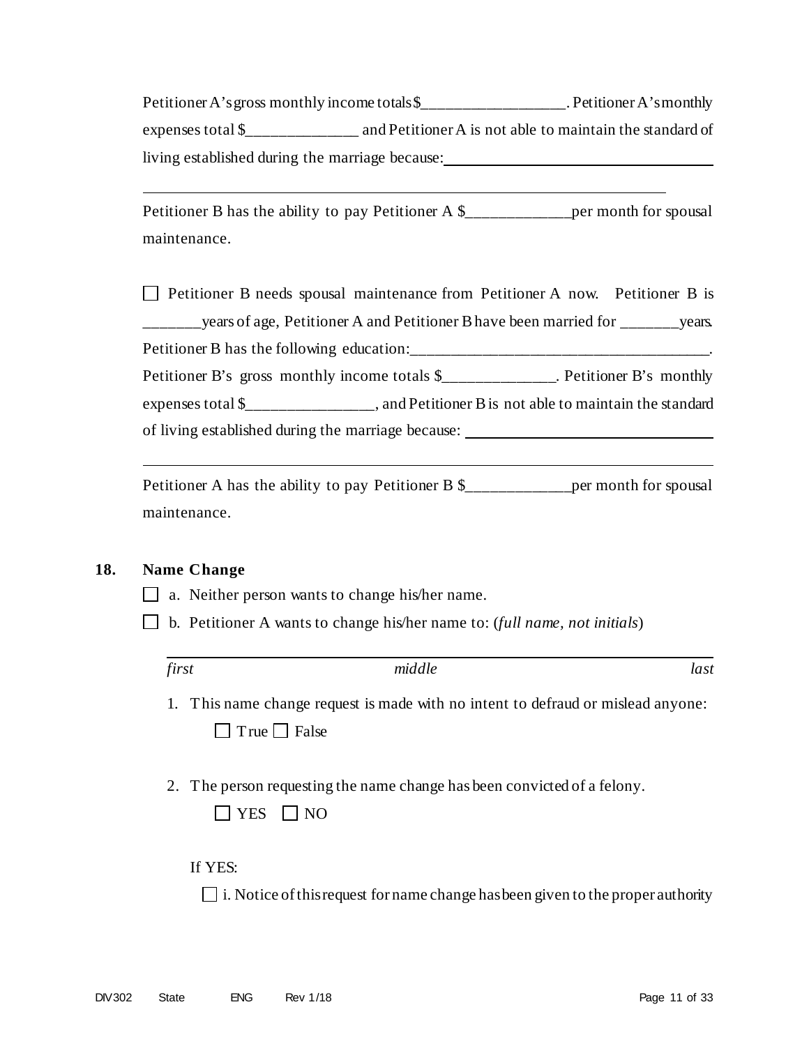Petitioner A's gross monthly income totals $__________________. Petitioner A's monthly expenses total $______________ and Petitioner A is not able to maintain the standard of living established during the marriage because:___________________________________

_____________________________________________________________________

Petitioner B has the ability to pay Petitioner A $_____________per month for spousal maintenance.

☐ Petitioner B needs spousal maintenance from Petitioner A now. Petitioner B is _______years of age, Petitioner A and Petitioner B have been married for _______years. Petitioner B has the following education:_______________________________________. Petitioner B's gross monthly income totals $______________. Petitioner B's monthly expenses total $________________, and Petitioner B is not able to maintain the standard of living established during the marriage because: ______________________________

_____________________________________________________________________

Petitioner A has the ability to pay Petitioner B $_____________per month for spousal maintenance.

**18. Name Change**

☐ a. Neither person wants to change his/her name.

☐ b. Petitioner A wants to change his/her name to: (*full name, not initials*)

_____________________________________________________________________
*first* *middle* *last*

1. This name change request is made with no intent to defraud or mislead anyone:
   ☐ True ☐ False

2. The person requesting the name change has been convicted of a felony.
   ☐ YES ☐ NO

   If YES:

   ☐ i. Notice of this request for name change has been given to the proper authority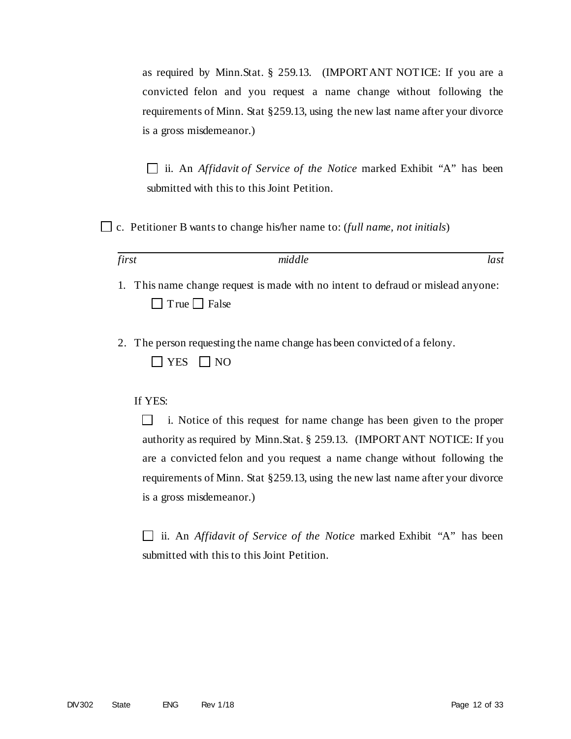as required by Minn.Stat. § 259.13. (IMPORTANT NOTICE: If you are a convicted felon and you request a name change without following the requirements of Minn. Stat §259.13, using the new last name after your divorce is a gross misdemeanor.)

☐ ii. An *Affidavit of Service of the Notice* marked Exhibit "A" has been submitted with this to this Joint Petition.

☐ c. Petitioner B wants to change his/her name to: (*full name, not initials*)

______________________________________________________________

*first* *middle* *last*

1. This name change request is made with no intent to defraud or mislead anyone:
   ☐ True ☐ False

2. The person requesting the name change has been convicted of a felony.
   ☐ YES ☐ NO

If YES:

☐ i. Notice of this request for name change has been given to the proper authority as required by Minn.Stat. § 259.13. (IMPORTANT NOTICE: If you are a convicted felon and you request a name change without following the requirements of Minn. Stat §259.13, using the new last name after your divorce is a gross misdemeanor.)

☐ ii. An *Affidavit of Service of the Notice* marked Exhibit "A" has been submitted with this to this Joint Petition.

DIV302 State ENG Rev 1/18